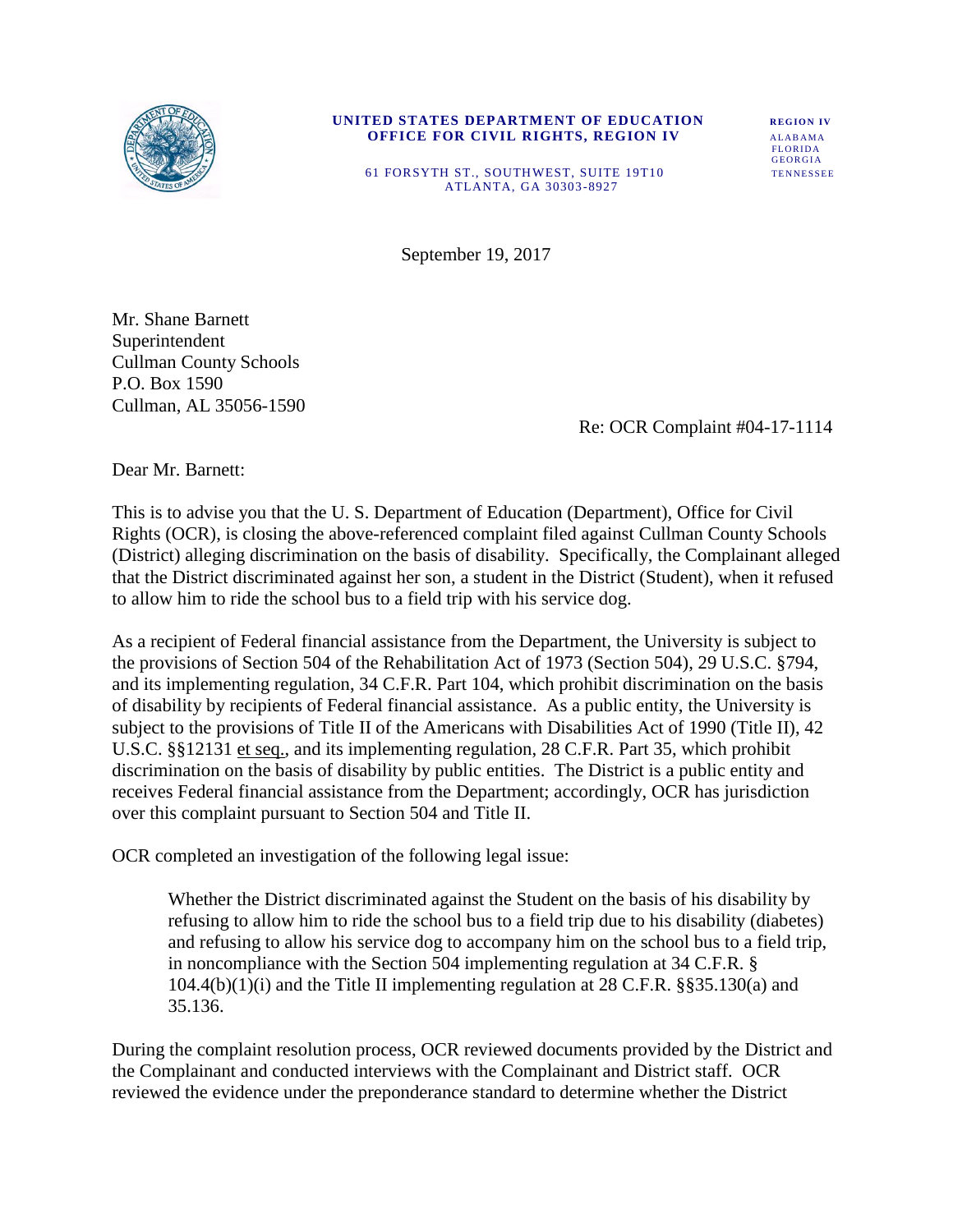**UNITED STATES DEPARTMENT OF EDUCATION**
**OFFICE FOR CIVIL RIGHTS, REGION IV**

61 FORSYTH ST., SOUTHWEST, SUITE 19T10
ATLANTA, GA 30303-8927

**REGION IV**
ALABAMA
FLORIDA
GEORGIA
TENNESSEE

September 19, 2017

Mr. Shane Barnett
Superintendent
Cullman County Schools
P.O. Box 1590
Cullman, AL 35056-1590

Re: OCR Complaint #04-17-1114

Dear Mr. Barnett:

This is to advise you that the U. S. Department of Education (Department), Office for Civil Rights (OCR), is closing the above-referenced complaint filed against Cullman County Schools (District) alleging discrimination on the basis of disability. Specifically, the Complainant alleged that the District discriminated against her son, a student in the District (Student), when it refused to allow him to ride the school bus to a field trip with his service dog.

As a recipient of Federal financial assistance from the Department, the University is subject to the provisions of Section 504 of the Rehabilitation Act of 1973 (Section 504), 29 U.S.C. §794, and its implementing regulation, 34 C.F.R. Part 104, which prohibit discrimination on the basis of disability by recipients of Federal financial assistance. As a public entity, the University is subject to the provisions of Title II of the Americans with Disabilities Act of 1990 (Title II), 42 U.S.C. §§12131 et seq., and its implementing regulation, 28 C.F.R. Part 35, which prohibit discrimination on the basis of disability by public entities. The District is a public entity and receives Federal financial assistance from the Department; accordingly, OCR has jurisdiction over this complaint pursuant to Section 504 and Title II.

OCR completed an investigation of the following legal issue:

> Whether the District discriminated against the Student on the basis of his disability by refusing to allow him to ride the school bus to a field trip due to his disability (diabetes) and refusing to allow his service dog to accompany him on the school bus to a field trip, in noncompliance with the Section 504 implementing regulation at 34 C.F.R. § 104.4(b)(1)(i) and the Title II implementing regulation at 28 C.F.R. §§35.130(a) and 35.136.

During the complaint resolution process, OCR reviewed documents provided by the District and the Complainant and conducted interviews with the Complainant and District staff. OCR reviewed the evidence under the preponderance standard to determine whether the District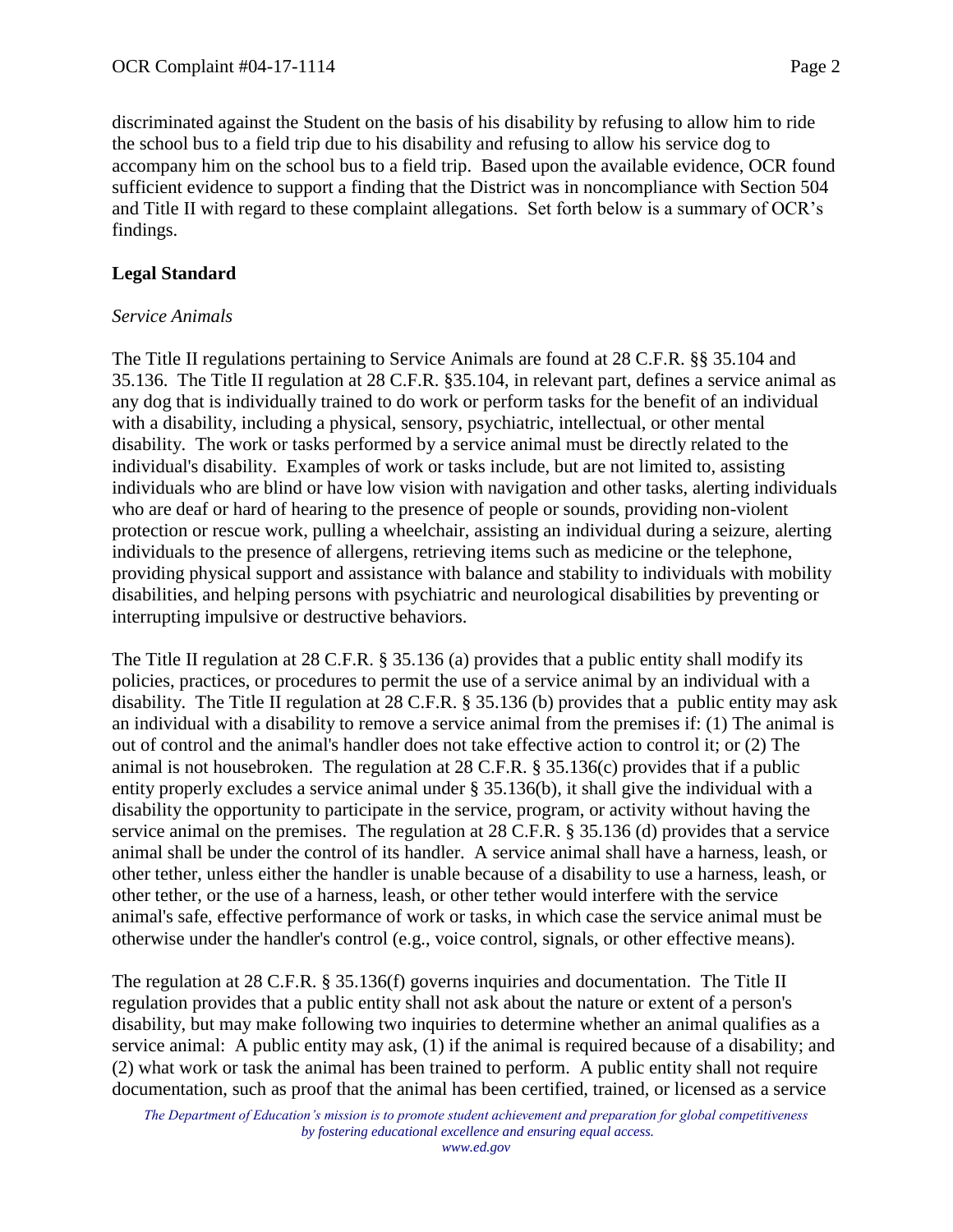discriminated against the Student on the basis of his disability by refusing to allow him to ride the school bus to a field trip due to his disability and refusing to allow his service dog to accompany him on the school bus to a field trip. Based upon the available evidence, OCR found sufficient evidence to support a finding that the District was in noncompliance with Section 504 and Title II with regard to these complaint allegations. Set forth below is a summary of OCR's findings.

## Legal Standard

### *Service Animals*

The Title II regulations pertaining to Service Animals are found at 28 C.F.R. §§ 35.104 and 35.136. The Title II regulation at 28 C.F.R. §35.104, in relevant part, defines a service animal as any dog that is individually trained to do work or perform tasks for the benefit of an individual with a disability, including a physical, sensory, psychiatric, intellectual, or other mental disability. The work or tasks performed by a service animal must be directly related to the individual's disability. Examples of work or tasks include, but are not limited to, assisting individuals who are blind or have low vision with navigation and other tasks, alerting individuals who are deaf or hard of hearing to the presence of people or sounds, providing non-violent protection or rescue work, pulling a wheelchair, assisting an individual during a seizure, alerting individuals to the presence of allergens, retrieving items such as medicine or the telephone, providing physical support and assistance with balance and stability to individuals with mobility disabilities, and helping persons with psychiatric and neurological disabilities by preventing or interrupting impulsive or destructive behaviors.

The Title II regulation at 28 C.F.R. § 35.136 (a) provides that a public entity shall modify its policies, practices, or procedures to permit the use of a service animal by an individual with a disability. The Title II regulation at 28 C.F.R. § 35.136 (b) provides that a public entity may ask an individual with a disability to remove a service animal from the premises if: (1) The animal is out of control and the animal's handler does not take effective action to control it; or (2) The animal is not housebroken. The regulation at 28 C.F.R. § 35.136(c) provides that if a public entity properly excludes a service animal under § 35.136(b), it shall give the individual with a disability the opportunity to participate in the service, program, or activity without having the service animal on the premises. The regulation at 28 C.F.R. § 35.136 (d) provides that a service animal shall be under the control of its handler. A service animal shall have a harness, leash, or other tether, unless either the handler is unable because of a disability to use a harness, leash, or other tether, or the use of a harness, leash, or other tether would interfere with the service animal's safe, effective performance of work or tasks, in which case the service animal must be otherwise under the handler's control (e.g., voice control, signals, or other effective means).

The regulation at 28 C.F.R. § 35.136(f) governs inquiries and documentation. The Title II regulation provides that a public entity shall not ask about the nature or extent of a person's disability, but may make following two inquiries to determine whether an animal qualifies as a service animal: A public entity may ask, (1) if the animal is required because of a disability; and (2) what work or task the animal has been trained to perform. A public entity shall not require documentation, such as proof that the animal has been certified, trained, or licensed as a service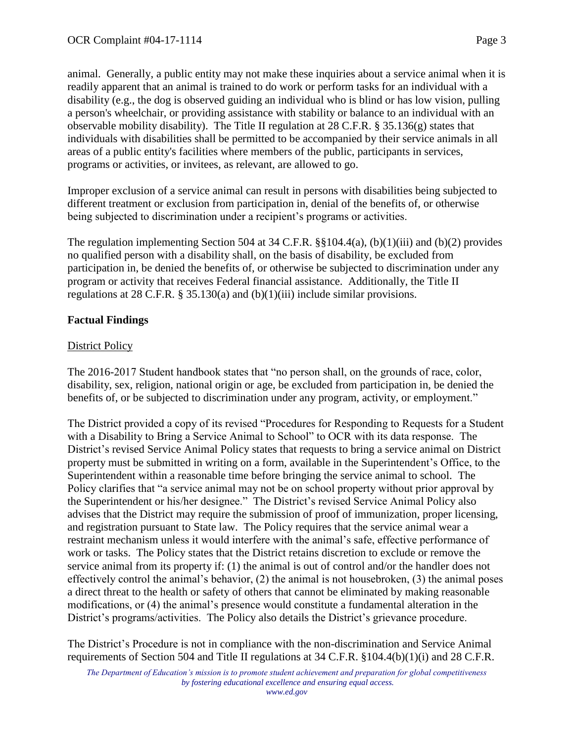animal. Generally, a public entity may not make these inquiries about a service animal when it is readily apparent that an animal is trained to do work or perform tasks for an individual with a disability (e.g., the dog is observed guiding an individual who is blind or has low vision, pulling a person's wheelchair, or providing assistance with stability or balance to an individual with an observable mobility disability). The Title II regulation at 28 C.F.R. § 35.136(g) states that individuals with disabilities shall be permitted to be accompanied by their service animals in all areas of a public entity's facilities where members of the public, participants in services, programs or activities, or invitees, as relevant, are allowed to go.

Improper exclusion of a service animal can result in persons with disabilities being subjected to different treatment or exclusion from participation in, denial of the benefits of, or otherwise being subjected to discrimination under a recipient's programs or activities.

The regulation implementing Section 504 at 34 C.F.R. §§104.4(a), (b)(1)(iii) and (b)(2) provides no qualified person with a disability shall, on the basis of disability, be excluded from participation in, be denied the benefits of, or otherwise be subjected to discrimination under any program or activity that receives Federal financial assistance. Additionally, the Title II regulations at 28 C.F.R. § 35.130(a) and (b)(1)(iii) include similar provisions.

**Factual Findings**

District Policy

The 2016-2017 Student handbook states that "no person shall, on the grounds of race, color, disability, sex, religion, national origin or age, be excluded from participation in, be denied the benefits of, or be subjected to discrimination under any program, activity, or employment."

The District provided a copy of its revised "Procedures for Responding to Requests for a Student with a Disability to Bring a Service Animal to School" to OCR with its data response. The District's revised Service Animal Policy states that requests to bring a service animal on District property must be submitted in writing on a form, available in the Superintendent's Office, to the Superintendent within a reasonable time before bringing the service animal to school. The Policy clarifies that "a service animal may not be on school property without prior approval by the Superintendent or his/her designee." The District's revised Service Animal Policy also advises that the District may require the submission of proof of immunization, proper licensing, and registration pursuant to State law. The Policy requires that the service animal wear a restraint mechanism unless it would interfere with the animal's safe, effective performance of work or tasks. The Policy states that the District retains discretion to exclude or remove the service animal from its property if: (1) the animal is out of control and/or the handler does not effectively control the animal's behavior, (2) the animal is not housebroken, (3) the animal poses a direct threat to the health or safety of others that cannot be eliminated by making reasonable modifications, or (4) the animal's presence would constitute a fundamental alteration in the District's programs/activities. The Policy also details the District's grievance procedure.

The District's Procedure is not in compliance with the non-discrimination and Service Animal requirements of Section 504 and Title II regulations at 34 C.F.R. §104.4(b)(1)(i) and 28 C.F.R.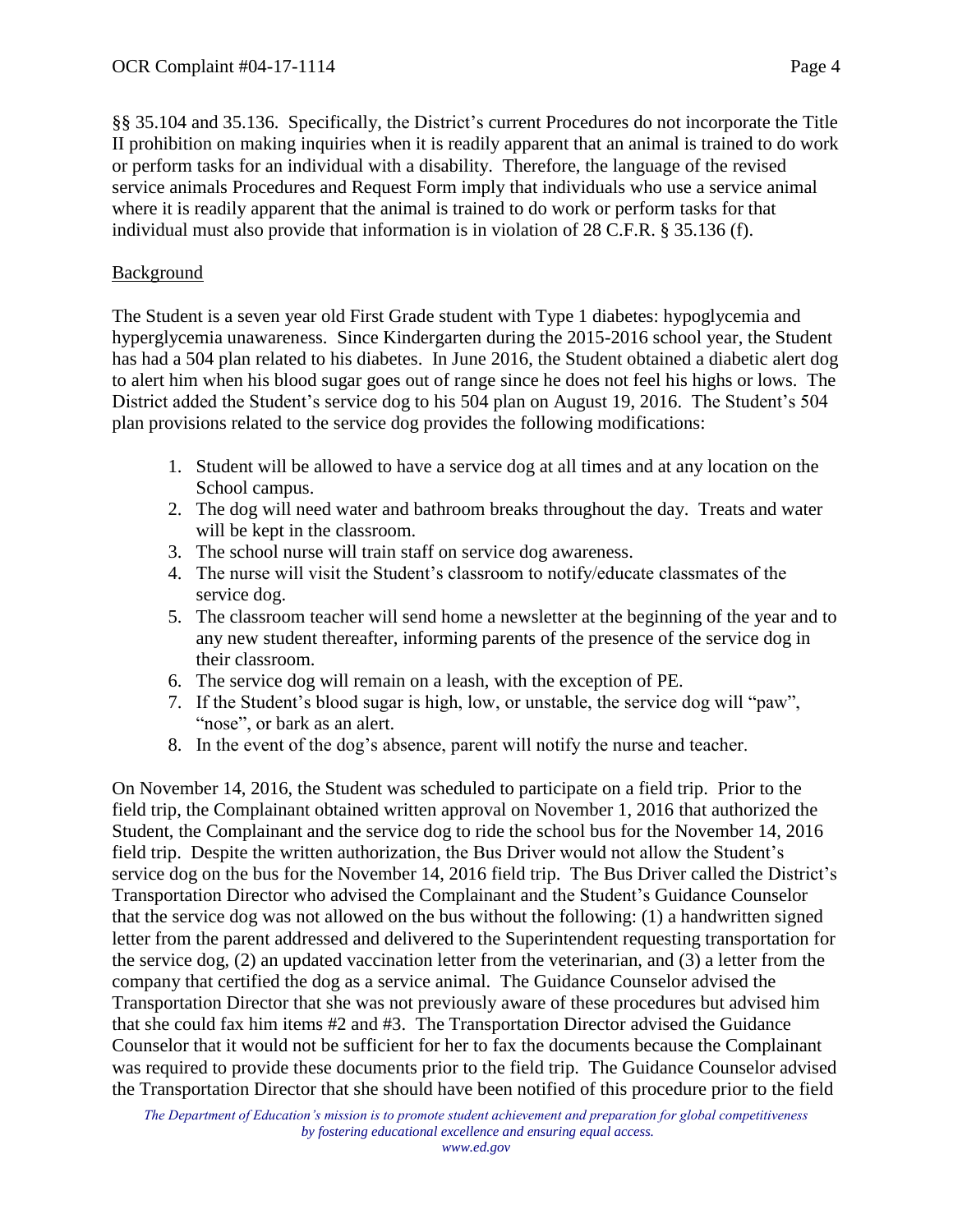§§ 35.104 and 35.136. Specifically, the District's current Procedures do not incorporate the Title II prohibition on making inquiries when it is readily apparent that an animal is trained to do work or perform tasks for an individual with a disability. Therefore, the language of the revised service animals Procedures and Request Form imply that individuals who use a service animal where it is readily apparent that the animal is trained to do work or perform tasks for that individual must also provide that information is in violation of 28 C.F.R. § 35.136 (f).

<u>Background</u>

The Student is a seven year old First Grade student with Type 1 diabetes: hypoglycemia and hyperglycemia unawareness. Since Kindergarten during the 2015-2016 school year, the Student has had a 504 plan related to his diabetes. In June 2016, the Student obtained a diabetic alert dog to alert him when his blood sugar goes out of range since he does not feel his highs or lows. The District added the Student's service dog to his 504 plan on August 19, 2016. The Student's 504 plan provisions related to the service dog provides the following modifications:

1. Student will be allowed to have a service dog at all times and at any location on the School campus.
2. The dog will need water and bathroom breaks throughout the day. Treats and water will be kept in the classroom.
3. The school nurse will train staff on service dog awareness.
4. The nurse will visit the Student's classroom to notify/educate classmates of the service dog.
5. The classroom teacher will send home a newsletter at the beginning of the year and to any new student thereafter, informing parents of the presence of the service dog in their classroom.
6. The service dog will remain on a leash, with the exception of PE.
7. If the Student's blood sugar is high, low, or unstable, the service dog will "paw", "nose", or bark as an alert.
8. In the event of the dog's absence, parent will notify the nurse and teacher.

On November 14, 2016, the Student was scheduled to participate on a field trip. Prior to the field trip, the Complainant obtained written approval on November 1, 2016 that authorized the Student, the Complainant and the service dog to ride the school bus for the November 14, 2016 field trip. Despite the written authorization, the Bus Driver would not allow the Student's service dog on the bus for the November 14, 2016 field trip. The Bus Driver called the District's Transportation Director who advised the Complainant and the Student's Guidance Counselor that the service dog was not allowed on the bus without the following: (1) a handwritten signed letter from the parent addressed and delivered to the Superintendent requesting transportation for the service dog, (2) an updated vaccination letter from the veterinarian, and (3) a letter from the company that certified the dog as a service animal. The Guidance Counselor advised the Transportation Director that she was not previously aware of these procedures but advised him that she could fax him items #2 and #3. The Transportation Director advised the Guidance Counselor that it would not be sufficient for her to fax the documents because the Complainant was required to provide these documents prior to the field trip. The Guidance Counselor advised the Transportation Director that she should have been notified of this procedure prior to the field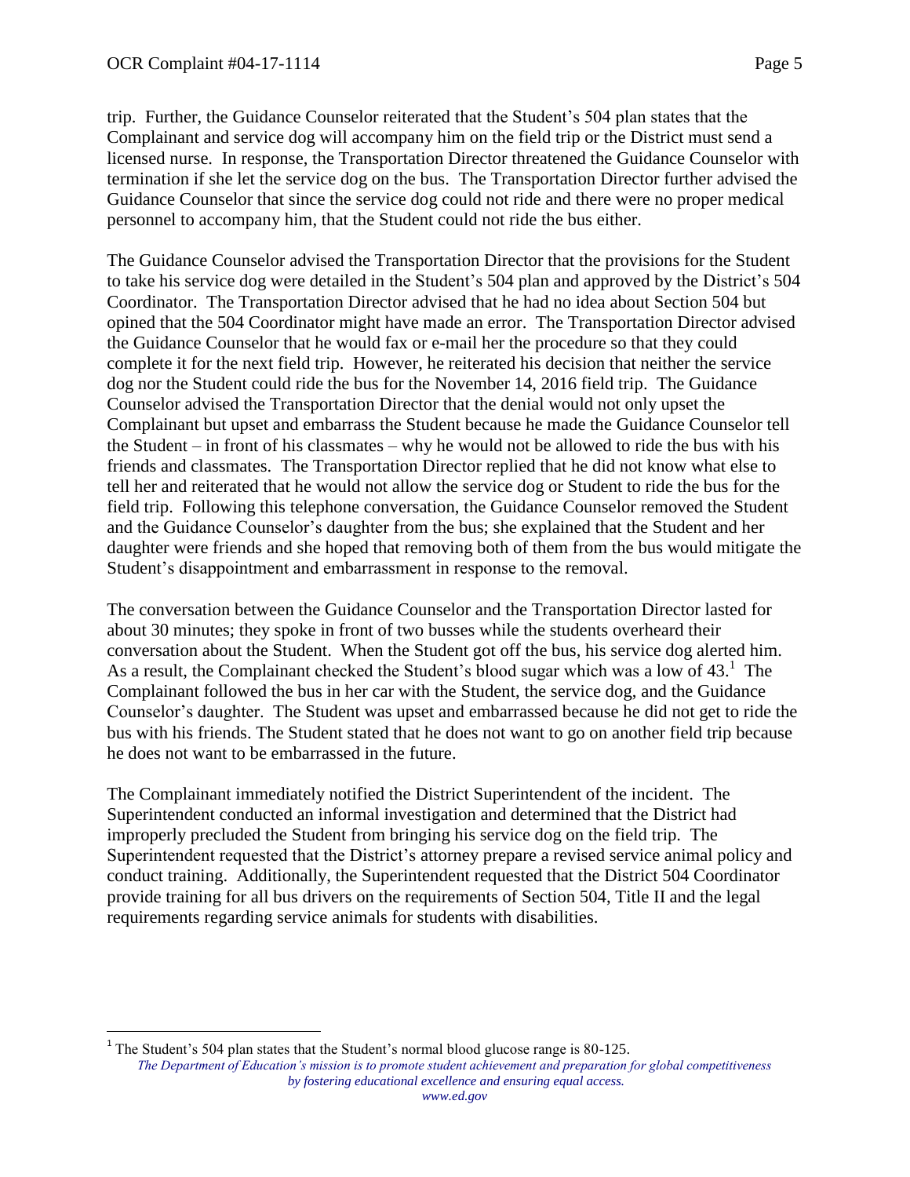trip. Further, the Guidance Counselor reiterated that the Student's 504 plan states that the Complainant and service dog will accompany him on the field trip or the District must send a licensed nurse. In response, the Transportation Director threatened the Guidance Counselor with termination if she let the service dog on the bus. The Transportation Director further advised the Guidance Counselor that since the service dog could not ride and there were no proper medical personnel to accompany him, that the Student could not ride the bus either.

The Guidance Counselor advised the Transportation Director that the provisions for the Student to take his service dog were detailed in the Student's 504 plan and approved by the District's 504 Coordinator. The Transportation Director advised that he had no idea about Section 504 but opined that the 504 Coordinator might have made an error. The Transportation Director advised the Guidance Counselor that he would fax or e-mail her the procedure so that they could complete it for the next field trip. However, he reiterated his decision that neither the service dog nor the Student could ride the bus for the November 14, 2016 field trip. The Guidance Counselor advised the Transportation Director that the denial would not only upset the Complainant but upset and embarrass the Student because he made the Guidance Counselor tell the Student – in front of his classmates – why he would not be allowed to ride the bus with his friends and classmates. The Transportation Director replied that he did not know what else to tell her and reiterated that he would not allow the service dog or Student to ride the bus for the field trip. Following this telephone conversation, the Guidance Counselor removed the Student and the Guidance Counselor's daughter from the bus; she explained that the Student and her daughter were friends and she hoped that removing both of them from the bus would mitigate the Student's disappointment and embarrassment in response to the removal.

The conversation between the Guidance Counselor and the Transportation Director lasted for about 30 minutes; they spoke in front of two busses while the students overheard their conversation about the Student. When the Student got off the bus, his service dog alerted him. As a result, the Complainant checked the Student's blood sugar which was a low of 43.[1] The Complainant followed the bus in her car with the Student, the service dog, and the Guidance Counselor's daughter. The Student was upset and embarrassed because he did not get to ride the bus with his friends. The Student stated that he does not want to go on another field trip because he does not want to be embarrassed in the future.

The Complainant immediately notified the District Superintendent of the incident. The Superintendent conducted an informal investigation and determined that the District had improperly precluded the Student from bringing his service dog on the field trip. The Superintendent requested that the District's attorney prepare a revised service animal policy and conduct training. Additionally, the Superintendent requested that the District 504 Coordinator provide training for all bus drivers on the requirements of Section 504, Title II and the legal requirements regarding service animals for students with disabilities.

---

[1] The Student's 504 plan states that the Student's normal blood glucose range is 80-125.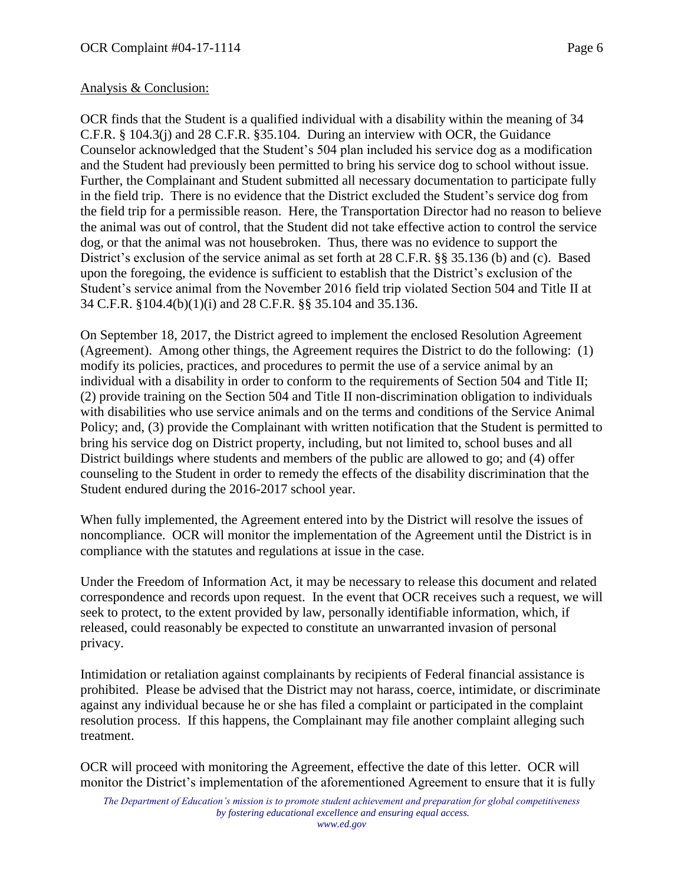Analysis & Conclusion:

OCR finds that the Student is a qualified individual with a disability within the meaning of 34 C.F.R. § 104.3(j) and 28 C.F.R. §35.104. During an interview with OCR, the Guidance Counselor acknowledged that the Student's 504 plan included his service dog as a modification and the Student had previously been permitted to bring his service dog to school without issue. Further, the Complainant and Student submitted all necessary documentation to participate fully in the field trip. There is no evidence that the District excluded the Student's service dog from the field trip for a permissible reason. Here, the Transportation Director had no reason to believe the animal was out of control, that the Student did not take effective action to control the service dog, or that the animal was not housebroken. Thus, there was no evidence to support the District's exclusion of the service animal as set forth at 28 C.F.R. §§ 35.136 (b) and (c). Based upon the foregoing, the evidence is sufficient to establish that the District's exclusion of the Student's service animal from the November 2016 field trip violated Section 504 and Title II at 34 C.F.R. §104.4(b)(1)(i) and 28 C.F.R. §§ 35.104 and 35.136.

On September 18, 2017, the District agreed to implement the enclosed Resolution Agreement (Agreement). Among other things, the Agreement requires the District to do the following: (1) modify its policies, practices, and procedures to permit the use of a service animal by an individual with a disability in order to conform to the requirements of Section 504 and Title II; (2) provide training on the Section 504 and Title II non-discrimination obligation to individuals with disabilities who use service animals and on the terms and conditions of the Service Animal Policy; and, (3) provide the Complainant with written notification that the Student is permitted to bring his service dog on District property, including, but not limited to, school buses and all District buildings where students and members of the public are allowed to go; and (4) offer counseling to the Student in order to remedy the effects of the disability discrimination that the Student endured during the 2016-2017 school year.

When fully implemented, the Agreement entered into by the District will resolve the issues of noncompliance. OCR will monitor the implementation of the Agreement until the District is in compliance with the statutes and regulations at issue in the case.

Under the Freedom of Information Act, it may be necessary to release this document and related correspondence and records upon request. In the event that OCR receives such a request, we will seek to protect, to the extent provided by law, personally identifiable information, which, if released, could reasonably be expected to constitute an unwarranted invasion of personal privacy.

Intimidation or retaliation against complainants by recipients of Federal financial assistance is prohibited. Please be advised that the District may not harass, coerce, intimidate, or discriminate against any individual because he or she has filed a complaint or participated in the complaint resolution process. If this happens, the Complainant may file another complaint alleging such treatment.

OCR will proceed with monitoring the Agreement, effective the date of this letter. OCR will monitor the District's implementation of the aforementioned Agreement to ensure that it is fully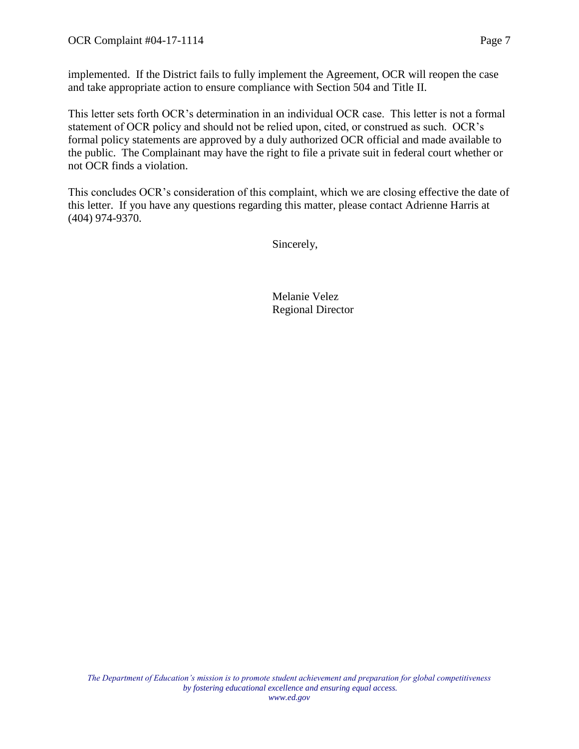implemented. If the District fails to fully implement the Agreement, OCR will reopen the case and take appropriate action to ensure compliance with Section 504 and Title II.

This letter sets forth OCR's determination in an individual OCR case. This letter is not a formal statement of OCR policy and should not be relied upon, cited, or construed as such. OCR's formal policy statements are approved by a duly authorized OCR official and made available to the public. The Complainant may have the right to file a private suit in federal court whether or not OCR finds a violation.

This concludes OCR's consideration of this complaint, which we are closing effective the date of this letter. If you have any questions regarding this matter, please contact Adrienne Harris at (404) 974-9370.

Sincerely,

Melanie Velez
Regional Director